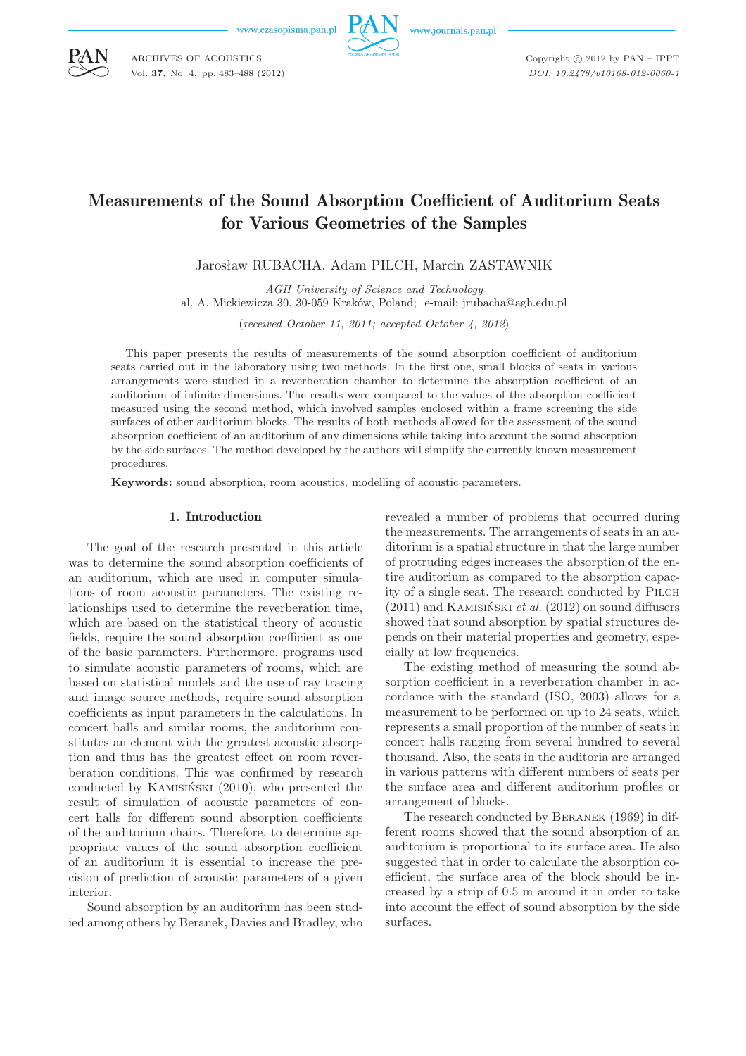# Measurements of the Sound Absorption Coefficient of Auditorium Seats for Various Geometries of the Samples

Jarosław RUBACHA, Adam PILCH, Marcin ZASTAWNIK

*AGH University of Science and Technology*
al. A. Mickiewicza 30, 30-059 Kraków, Poland; e-mail: jrubacha@agh.edu.pl

(*received October 11, 2011; accepted October 4, 2012*)

This paper presents the results of measurements of the sound absorption coefficient of auditorium seats carried out in the laboratory using two methods. In the first one, small blocks of seats in various arrangements were studied in a reverberation chamber to determine the absorption coefficient of an auditorium of infinite dimensions. The results were compared to the values of the absorption coefficient measured using the second method, which involved samples enclosed within a frame screening the side surfaces of other auditorium blocks. The results of both methods allowed for the assessment of the sound absorption coefficient of an auditorium of any dimensions while taking into account the sound absorption by the side surfaces. The method developed by the authors will simplify the currently known measurement procedures.

**Keywords:** sound absorption, room acoustics, modelling of acoustic parameters.

## 1. Introduction

The goal of the research presented in this article was to determine the sound absorption coefficients of an auditorium, which are used in computer simulations of room acoustic parameters. The existing relationships used to determine the reverberation time, which are based on the statistical theory of acoustic fields, require the sound absorption coefficient as one of the basic parameters. Furthermore, programs used to simulate acoustic parameters of rooms, which are based on statistical models and the use of ray tracing and image source methods, require sound absorption coefficients as input parameters in the calculations. In concert halls and similar rooms, the auditorium constitutes an element with the greatest acoustic absorption and thus has the greatest effect on room reverberation conditions. This was confirmed by research conducted by KAMISIŃSKI (2010), who presented the result of simulation of acoustic parameters of concert halls for different sound absorption coefficients of the auditorium chairs. Therefore, to determine appropriate values of the sound absorption coefficient of an auditorium it is essential to increase the precision of prediction of acoustic parameters of a given interior.

Sound absorption by an auditorium has been studied among others by Beranek, Davies and Bradley, who revealed a number of problems that occurred during the measurements. The arrangements of seats in an auditorium is a spatial structure in that the large number of protruding edges increases the absorption of the entire auditorium as compared to the absorption capacity of a single seat. The research conducted by PILCH (2011) and KAMISIŃSKI *et al.* (2012) on sound diffusers showed that sound absorption by spatial structures depends on their material properties and geometry, especially at low frequencies.

The existing method of measuring the sound absorption coefficient in a reverberation chamber in accordance with the standard (ISO, 2003) allows for a measurement to be performed on up to 24 seats, which represents a small proportion of the number of seats in concert halls ranging from several hundred to several thousand. Also, the seats in the auditoria are arranged in various patterns with different numbers of seats per the surface area and different auditorium profiles or arrangement of blocks.

The research conducted by BERANEK (1969) in different rooms showed that the sound absorption of an auditorium is proportional to its surface area. He also suggested that in order to calculate the absorption coefficient, the surface area of the block should be increased by a strip of 0.5 m around it in order to take into account the effect of sound absorption by the side surfaces.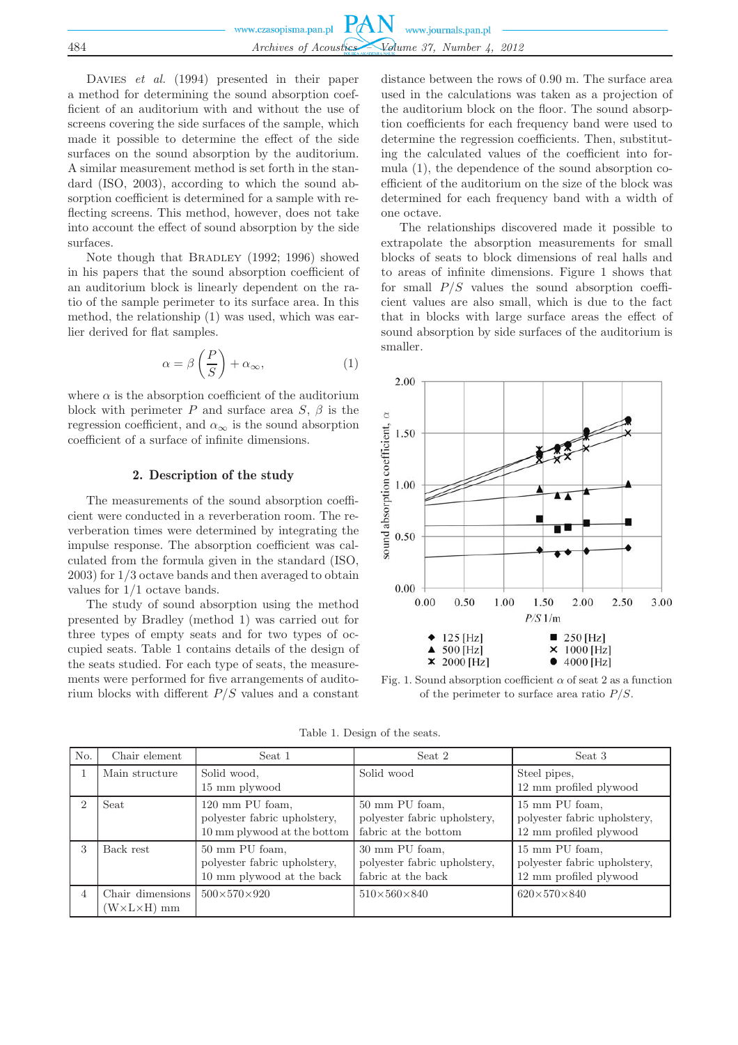Davies *et al.* (1994) presented in their paper a method for determining the sound absorption coefficient of an auditorium with and without the use of screens covering the side surfaces of the sample, which made it possible to determine the effect of the side surfaces on the sound absorption by the auditorium. A similar measurement method is set forth in the standard (ISO, 2003), according to which the sound absorption coefficient is determined for a sample with reflecting screens. This method, however, does not take into account the effect of sound absorption by the side surfaces.

Note though that Bradley (1992; 1996) showed in his papers that the sound absorption coefficient of an auditorium block is linearly dependent on the ratio of the sample perimeter to its surface area. In this method, the relationship (1) was used, which was earlier derived for flat samples.

$$\alpha = \beta\left(\frac{P}{S}\right) + \alpha_\infty, \tag{1}$$

where $\alpha$ is the absorption coefficient of the auditorium block with perimeter $P$ and surface area $S$, $\beta$ is the regression coefficient, and $\alpha_\infty$ is the sound absorption coefficient of a surface of infinite dimensions.

## 2. Description of the study

The measurements of the sound absorption coefficient were conducted in a reverberation room. The reverberation times were determined by integrating the impulse response. The absorption coefficient was calculated from the formula given in the standard (ISO, 2003) for 1/3 octave bands and then averaged to obtain values for 1/1 octave bands.

The study of sound absorption using the method presented by Bradley (method 1) was carried out for three types of empty seats and for two types of occupied seats. Table 1 contains details of the design of the seats studied. For each type of seats, the measurements were performed for five arrangements of auditorium blocks with different $P/S$ values and a constant distance between the rows of 0.90 m. The surface area used in the calculations was taken as a projection of the auditorium block on the floor. The sound absorption coefficients for each frequency band were used to determine the regression coefficients. Then, substituting the calculated values of the coefficient into formula (1), the dependence of the sound absorption coefficient of the auditorium on the size of the block was determined for each frequency band with a width of one octave.

The relationships discovered made it possible to extrapolate the absorption measurements for small blocks of seats to block dimensions of real halls and to areas of infinite dimensions. Figure 1 shows that for small $P/S$ values the sound absorption coefficient values are also small, which is due to the fact that in blocks with large surface areas the effect of sound absorption by side surfaces of the auditorium is smaller.

Fig. 1. Sound absorption coefficient $\alpha$ of seat 2 as a function of the perimeter to surface area ratio $P/S$.

Table 1. Design of the seats.

| No. | Chair element | Seat 1 | Seat 2 | Seat 3 |
|---|---|---|---|---|
| 1 | Main structure | Solid wood, 15 mm plywood | Solid wood | Steel pipes, 12 mm profiled plywood |
| 2 | Seat | 120 mm PU foam, polyester fabric upholstery, 10 mm plywood at the bottom | 50 mm PU foam, polyester fabric upholstery, fabric at the bottom | 15 mm PU foam, polyester fabric upholstery, 12 mm profiled plywood |
| 3 | Back rest | 50 mm PU foam, polyester fabric upholstery, 10 mm plywood at the back | 30 mm PU foam, polyester fabric upholstery, fabric at the back | 15 mm PU foam, polyester fabric upholstery, 12 mm profiled plywood |
| 4 | Chair dimensions (W×L×H) mm | 500×570×920 | 510×560×840 | 620×570×840 |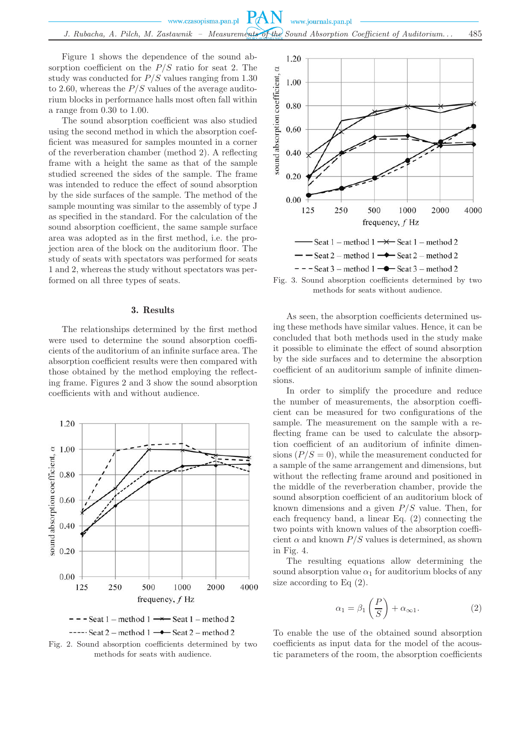Figure 1 shows the dependence of the sound absorption coefficient on the $P/S$ ratio for seat 2. The study was conducted for $P/S$ values ranging from 1.30 to 2.60, whereas the $P/S$ values of the average auditorium blocks in performance halls most often fall within a range from 0.30 to 1.00.

The sound absorption coefficient was also studied using the second method in which the absorption coefficient was measured for samples mounted in a corner of the reverberation chamber (method 2). A reflecting frame with a height the same as that of the sample studied screened the sides of the sample. The frame was intended to reduce the effect of sound absorption by the side surfaces of the sample. The method of the sample mounting was similar to the assembly of type J as specified in the standard. For the calculation of the sound absorption coefficient, the same sample surface area was adopted as in the first method, i.e. the projection area of the block on the auditorium floor. The study of seats with spectators was performed for seats 1 and 2, whereas the study without spectators was performed on all three types of seats.

## 3. Results

The relationships determined by the first method were used to determine the sound absorption coefficients of the auditorium of an infinite surface area. The absorption coefficient results were then compared with those obtained by the method employing the reflecting frame. Figures 2 and 3 show the sound absorption coefficients with and without audience.

Fig. 2. Sound absorption coefficients determined by two methods for seats with audience.

Fig. 3. Sound absorption coefficients determined by two methods for seats without audience.

As seen, the absorption coefficients determined using these methods have similar values. Hence, it can be concluded that both methods used in the study make it possible to eliminate the effect of sound absorption by the side surfaces and to determine the absorption coefficient of an auditorium sample of infinite dimensions.

In order to simplify the procedure and reduce the number of measurements, the absorption coefficient can be measured for two configurations of the sample. The measurement on the sample with a reflecting frame can be used to calculate the absorption coefficient of an auditorium of infinite dimensions ($P/S = 0$), while the measurement conducted for a sample of the same arrangement and dimensions, but without the reflecting frame around and positioned in the middle of the reverberation chamber, provide the sound absorption coefficient of an auditorium block of known dimensions and a given $P/S$ value. Then, for each frequency band, a linear Eq. (2) connecting the two points with known values of the absorption coefficient $\alpha$ and known $P/S$ values is determined, as shown in Fig. 4.

The resulting equations allow determining the sound absorption value $\alpha_1$ for auditorium blocks of any size according to Eq (2).

$$\alpha_1 = \beta_1 \left(\frac{P}{S}\right) + \alpha_{\infty 1}. \tag{2}$$

To enable the use of the obtained sound absorption coefficients as input data for the model of the acoustic parameters of the room, the absorption coefficients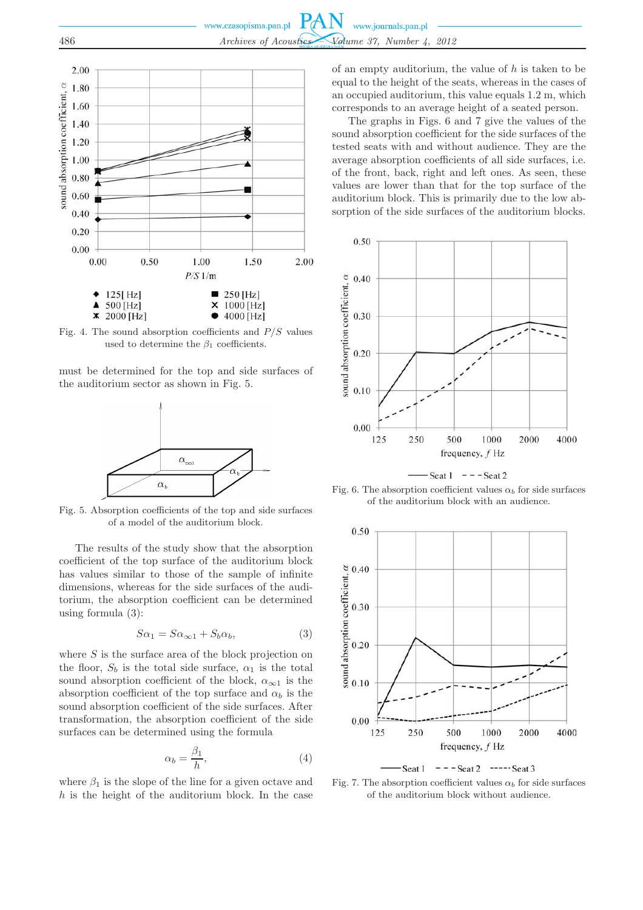Fig. 4. The sound absorption coefficients and $P/S$ values used to determine the $\beta_1$ coefficients.

must be determined for the top and side surfaces of the auditorium sector as shown in Fig. 5.

Fig. 5. Absorption coefficients of the top and side surfaces of a model of the auditorium block.

The results of the study show that the absorption coefficient of the top surface of the auditorium block has values similar to those of the sample of infinite dimensions, whereas for the side surfaces of the auditorium, the absorption coefficient can be determined using formula (3):

$$S\alpha_1 = S\alpha_{\infty 1} + S_b\alpha_b, \tag{3}$$

where $S$ is the surface area of the block projection on the floor, $S_b$ is the total side surface, $\alpha_1$ is the total sound absorption coefficient of the block, $\alpha_{\infty 1}$ is the absorption coefficient of the top surface and $\alpha_b$ is the sound absorption coefficient of the side surfaces. After transformation, the absorption coefficient of the side surfaces can be determined using the formula

$$\alpha_b = \frac{\beta_1}{h}, \tag{4}$$

where $\beta_1$ is the slope of the line for a given octave and $h$ is the height of the auditorium block. In the case of an empty auditorium, the value of $h$ is taken to be equal to the height of the seats, whereas in the cases of an occupied auditorium, this value equals 1.2 m, which corresponds to an average height of a seated person.

The graphs in Figs. 6 and 7 give the values of the sound absorption coefficient for the side surfaces of the tested seats with and without audience. They are the average absorption coefficients of all side surfaces, i.e. of the front, back, right and left ones. As seen, these values are lower than that for the top surface of the auditorium block. This is primarily due to the low absorption of the side surfaces of the auditorium blocks.

Fig. 6. The absorption coefficient values $\alpha_b$ for side surfaces of the auditorium block with an audience.

Fig. 7. The absorption coefficient values $\alpha_b$ for side surfaces of the auditorium block without audience.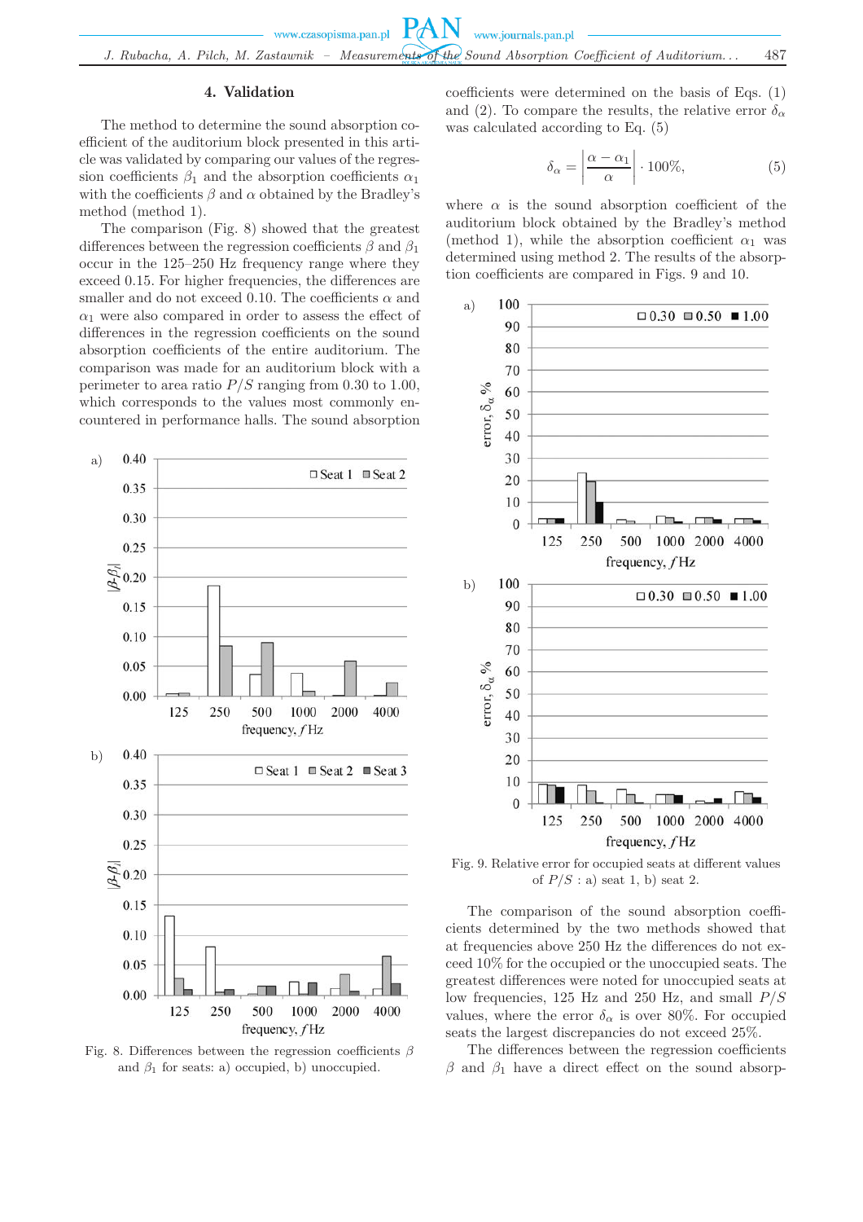## 4. Validation

The method to determine the sound absorption coefficient of the auditorium block presented in this article was validated by comparing our values of the regression coefficients $\beta_1$ and the absorption coefficients $\alpha_1$ with the coefficients $\beta$ and $\alpha$ obtained by the Bradley's method (method 1).

The comparison (Fig. 8) showed that the greatest differences between the regression coefficients $\beta$ and $\beta_1$ occur in the 125–250 Hz frequency range where they exceed 0.15. For higher frequencies, the differences are smaller and do not exceed 0.10. The coefficients $\alpha$ and $\alpha_1$ were also compared in order to assess the effect of differences in the regression coefficients on the sound absorption coefficients of the entire auditorium. The comparison was made for an auditorium block with a perimeter to area ratio $P/S$ ranging from 0.30 to 1.00, which corresponds to the values most commonly encountered in performance halls. The sound absorption coefficients were determined on the basis of Eqs. (1) and (2). To compare the results, the relative error $\delta_\alpha$ was calculated according to Eq. (5)

$$\delta_\alpha = \left| \frac{\alpha - \alpha_1}{\alpha} \right| \cdot 100\%, \tag{5}$$

where $\alpha$ is the sound absorption coefficient of the auditorium block obtained by the Bradley's method (method 1), while the absorption coefficient $\alpha_1$ was determined using method 2. The results of the absorption coefficients are compared in Figs. 9 and 10.

Fig. 8. Differences between the regression coefficients $\beta$ and $\beta_1$ for seats: a) occupied, b) unoccupied.

Fig. 9. Relative error for occupied seats at different values of $P/S$ : a) seat 1, b) seat 2.

The comparison of the sound absorption coefficients determined by the two methods showed that at frequencies above 250 Hz the differences do not exceed 10% for the occupied or the unoccupied seats. The greatest differences were noted for unoccupied seats at low frequencies, 125 Hz and 250 Hz, and small $P/S$ values, where the error $\delta_\alpha$ is over 80%. For occupied seats the largest discrepancies do not exceed 25%.

The differences between the regression coefficients $\beta$ and $\beta_1$ have a direct effect on the sound absorp-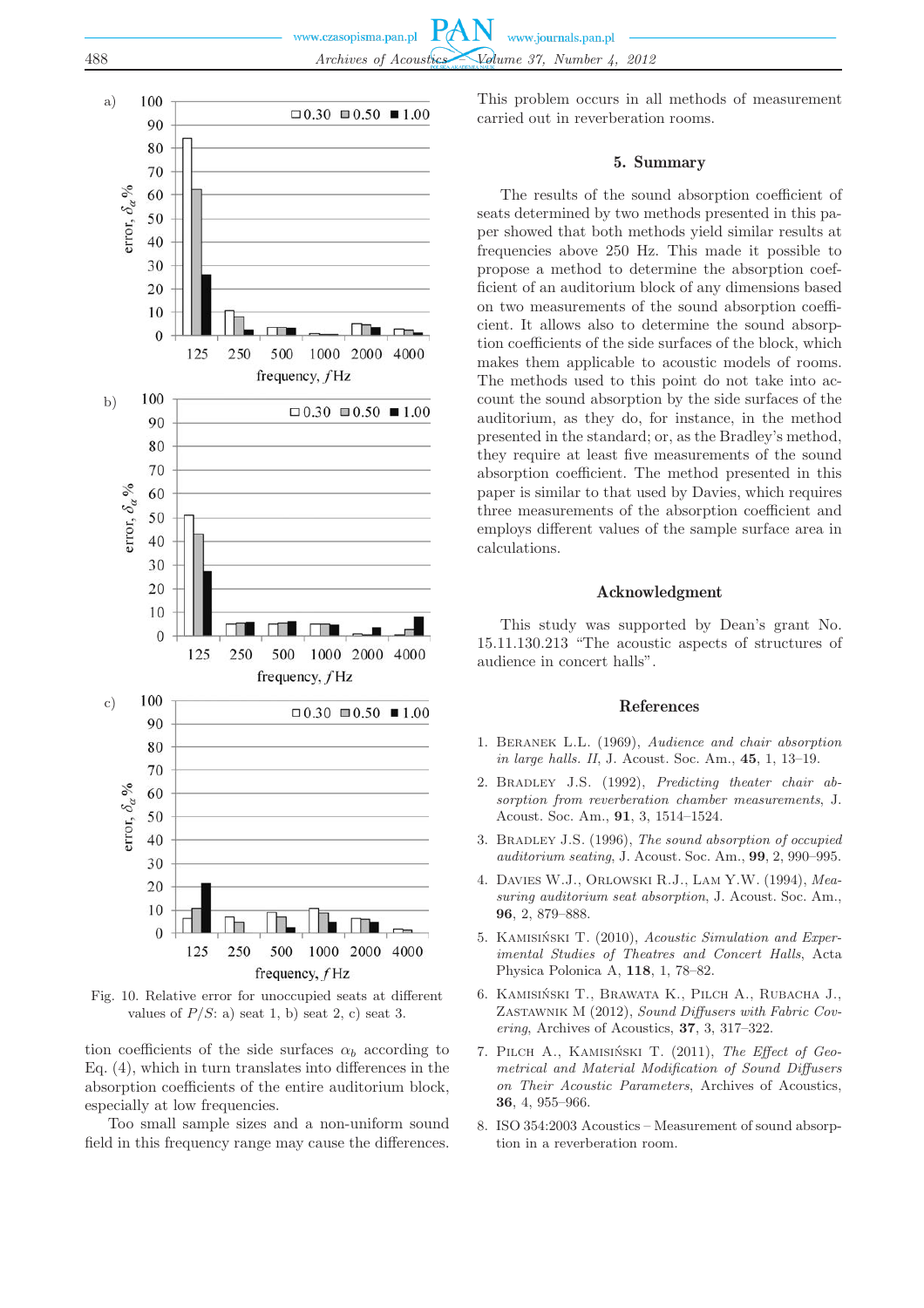a)

100
90
80
70
60
50
40
30
20
10
0

error, $\delta_\alpha$ %

□0.30 ▨0.50 ■1.00

125 250 500 1000 2000 4000

frequency, $f$ Hz

b)

100
90
80
70
60
50
40
30
20
10
0

error, $\delta_\alpha$ %

□0.30 ▨0.50 ■1.00

125 250 500 1000 2000 4000

frequency, $f$ Hz

c)

100
90
80
70
60
50
40
30
20
10
0

error, $\delta_\alpha$ %

□0.30 ▨0.50 ■1.00

125 250 500 1000 2000 4000

frequency, $f$ Hz

Fig. 10. Relative error for unoccupied seats at different values of $P/S$: a) seat 1, b) seat 2, c) seat 3.

tion coefficients of the side surfaces $\alpha_b$ according to Eq. (4), which in turn translates into differences in the absorption coefficients of the entire auditorium block, especially at low frequencies.

Too small sample sizes and a non-uniform sound field in this frequency range may cause the differences. This problem occurs in all methods of measurement carried out in reverberation rooms.

## 5. Summary

The results of the sound absorption coefficient of seats determined by two methods presented in this paper showed that both methods yield similar results at frequencies above 250 Hz. This made it possible to propose a method to determine the absorption coefficient of an auditorium block of any dimensions based on two measurements of the sound absorption coefficient. It allows also to determine the sound absorption coefficients of the side surfaces of the block, which makes them applicable to acoustic models of rooms. The methods used to this point do not take into account the sound absorption by the side surfaces of the auditorium, as they do, for instance, in the method presented in the standard; or, as the Bradley's method, they require at least five measurements of the sound absorption coefficient. The method presented in this paper is similar to that used by Davies, which requires three measurements of the absorption coefficient and employs different values of the sample surface area in calculations.

## Acknowledgment

This study was supported by Dean's grant No. 15.11.130.213 "The acoustic aspects of structures of audience in concert halls".

## References

1. Beranek L.L. (1969), *Audience and chair absorption in large halls. II*, J. Acoust. Soc. Am., **45**, 1, 13–19.
2. Bradley J.S. (1992), *Predicting theater chair absorption from reverberation chamber measurements*, J. Acoust. Soc. Am., **91**, 3, 1514–1524.
3. Bradley J.S. (1996), *The sound absorption of occupied auditorium seating*, J. Acoust. Soc. Am., **99**, 2, 990–995.
4. Davies W.J., Orlowski R.J., Lam Y.W. (1994), *Measuring auditorium seat absorption*, J. Acoust. Soc. Am., **96**, 2, 879–888.
5. Kamisiński T. (2010), *Acoustic Simulation and Experimental Studies of Theatres and Concert Halls*, Acta Physica Polonica A, **118**, 1, 78–82.
6. Kamisiński T., Brawata K., Pilch A., Rubacha J., Zastawnik M (2012), *Sound Diffusers with Fabric Covering*, Archives of Acoustics, **37**, 3, 317–322.
7. Pilch A., Kamisiński T. (2011), *The Effect of Geometrical and Material Modification of Sound Diffusers on Their Acoustic Parameters*, Archives of Acoustics, **36**, 4, 955–966.
8. ISO 354:2003 Acoustics – Measurement of sound absorption in a reverberation room.